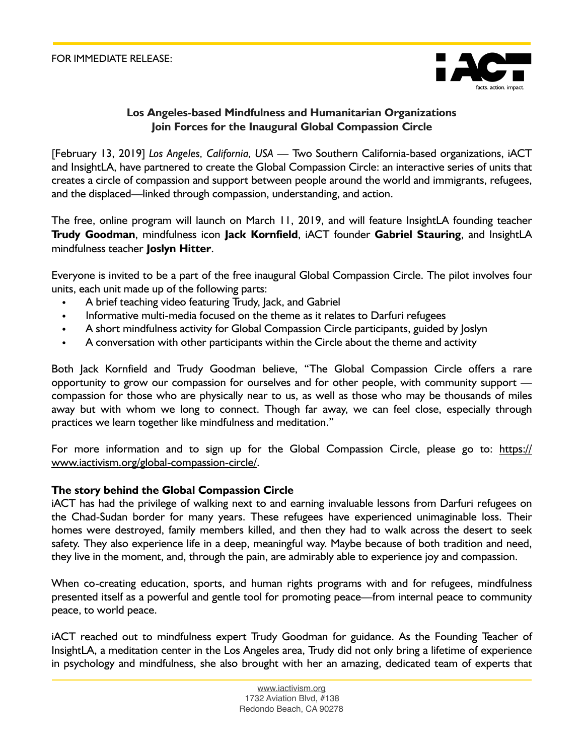FOR IMMEDIATE RELEASE:

iACT facts. action. impact.

**Los Angeles-based Mindfulness and Humanitarian Organizations Join Forces for the Inaugural Global Compassion Circle**

[February 13, 2019] *Los Angeles, California, USA* — Two Southern California-based organizations, iACT and InsightLA, have partnered to create the Global Compassion Circle: an interactive series of units that creates a circle of compassion and support between people around the world and immigrants, refugees, and the displaced—linked through compassion, understanding, and action.

The free, online program will launch on March 11, 2019, and will feature InsightLA founding teacher **Trudy Goodman**, mindfulness icon **Jack Kornfield**, iACT founder **Gabriel Stauring**, and InsightLA mindfulness teacher **Joslyn Hitter**.

Everyone is invited to be a part of the free inaugural Global Compassion Circle. The pilot involves four units, each unit made up of the following parts:

- A brief teaching video featuring Trudy, Jack, and Gabriel
- Informative multi-media focused on the theme as it relates to Darfuri refugees
- A short mindfulness activity for Global Compassion Circle participants, guided by Joslyn
- A conversation with other participants within the Circle about the theme and activity

Both Jack Kornfield and Trudy Goodman believe, "The Global Compassion Circle offers a rare opportunity to grow our compassion for ourselves and for other people, with community support — compassion for those who are physically near to us, as well as those who may be thousands of miles away but with whom we long to connect. Though far away, we can feel close, especially through practices we learn together like mindfulness and meditation."

For more information and to sign up for the Global Compassion Circle, please go to: https://www.iactivism.org/global-compassion-circle/.

**The story behind the Global Compassion Circle**

iACT has had the privilege of walking next to and earning invaluable lessons from Darfuri refugees on the Chad-Sudan border for many years. These refugees have experienced unimaginable loss. Their homes were destroyed, family members killed, and then they had to walk across the desert to seek safety. They also experience life in a deep, meaningful way. Maybe because of both tradition and need, they live in the moment, and, through the pain, are admirably able to experience joy and compassion.

When co-creating education, sports, and human rights programs with and for refugees, mindfulness presented itself as a powerful and gentle tool for promoting peace—from internal peace to community peace, to world peace.

iACT reached out to mindfulness expert Trudy Goodman for guidance. As the Founding Teacher of InsightLA, a meditation center in the Los Angeles area, Trudy did not only bring a lifetime of experience in psychology and mindfulness, she also brought with her an amazing, dedicated team of experts that

www.iactivism.org
1732 Aviation Blvd, #138
Redondo Beach, CA 90278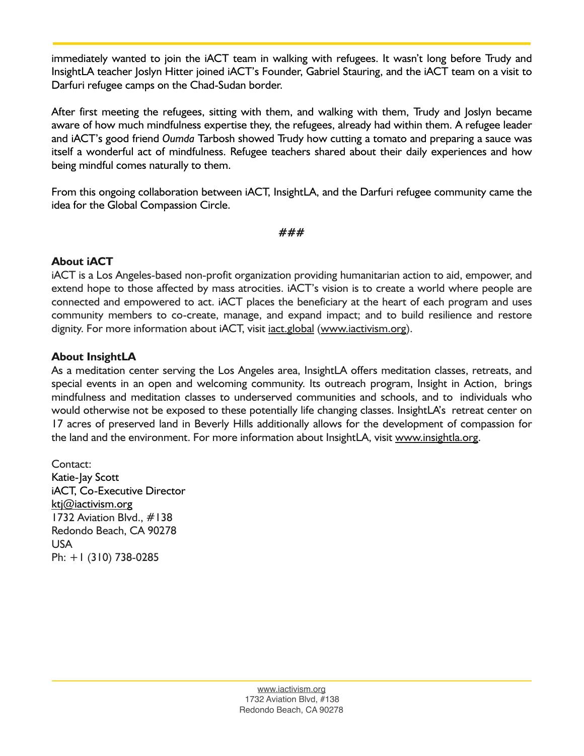immediately wanted to join the iACT team in walking with refugees. It wasn't long before Trudy and InsightLA teacher Joslyn Hitter joined iACT's Founder, Gabriel Stauring, and the iACT team on a visit to Darfuri refugee camps on the Chad-Sudan border.

After first meeting the refugees, sitting with them, and walking with them, Trudy and Joslyn became aware of how much mindfulness expertise they, the refugees, already had within them. A refugee leader and iACT's good friend *Oumda* Tarbosh showed Trudy how cutting a tomato and preparing a sauce was itself a wonderful act of mindfulness. Refugee teachers shared about their daily experiences and how being mindful comes naturally to them.

From this ongoing collaboration between iACT, InsightLA, and the Darfuri refugee community came the idea for the Global Compassion Circle.

***###***

**About iACT**
iACT is a Los Angeles-based non-profit organization providing humanitarian action to aid, empower, and extend hope to those affected by mass atrocities. iACT's vision is to create a world where people are connected and empowered to act. iACT places the beneficiary at the heart of each program and uses community members to co-create, manage, and expand impact; and to build resilience and restore dignity. For more information about iACT, visit iact.global (www.iactivism.org).

**About InsightLA**
As a meditation center serving the Los Angeles area, InsightLA offers meditation classes, retreats, and special events in an open and welcoming community. Its outreach program, Insight in Action, brings mindfulness and meditation classes to underserved communities and schools, and to individuals who would otherwise not be exposed to these potentially life changing classes. InsightLA's retreat center on 17 acres of preserved land in Beverly Hills additionally allows for the development of compassion for the land and the environment. For more information about InsightLA, visit www.insightla.org.

Contact:
Katie-Jay Scott
iACT, Co-Executive Director
ktj@iactivism.org
1732 Aviation Blvd., #138
Redondo Beach, CA 90278
USA
Ph: +1 (310) 738-0285